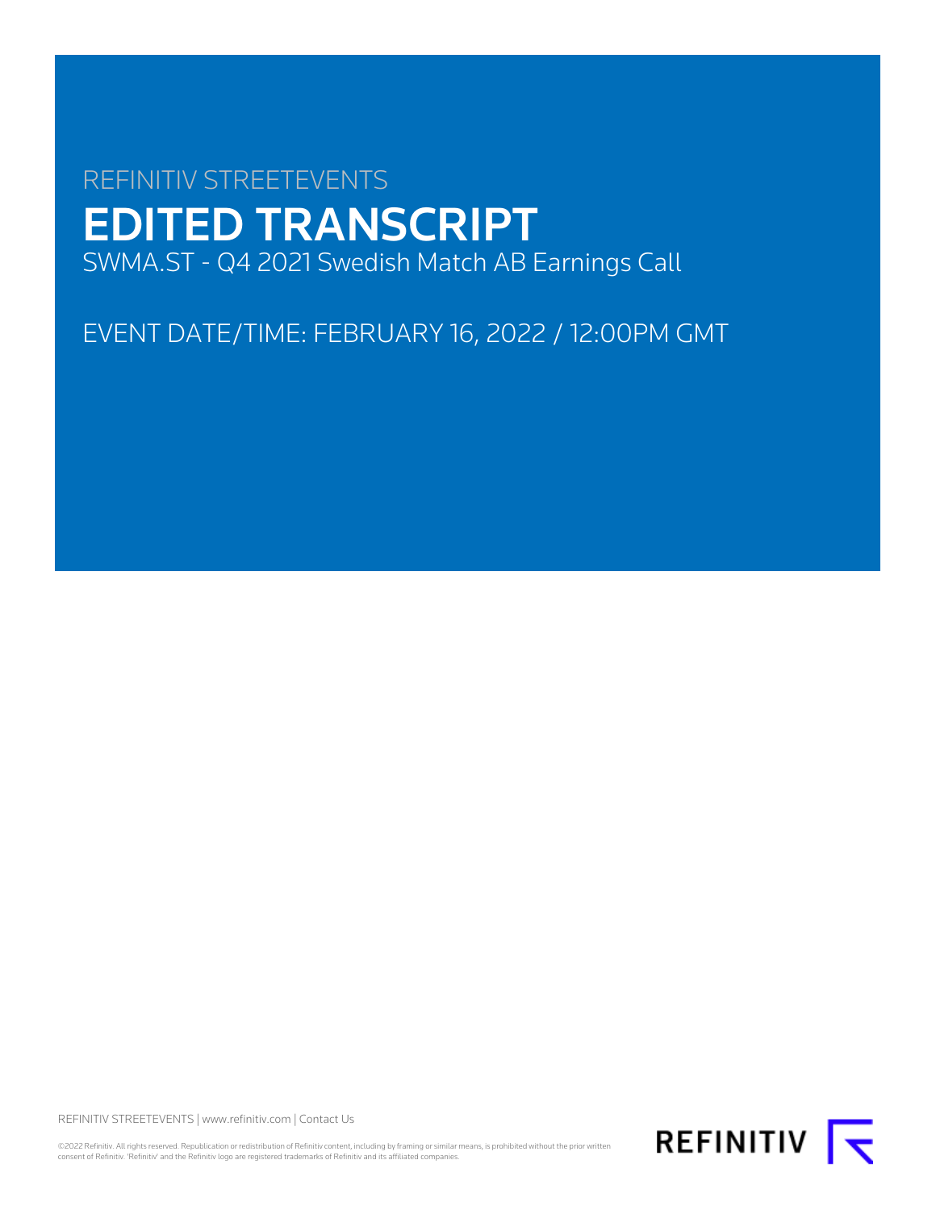REFINITIV STREETEVENTS

# EDITED TRANSCRIPT

SWMA.ST - Q4 2021 Swedish Match AB Earnings Call

EVENT DATE/TIME: FEBRUARY 16, 2022 / 12:00PM GMT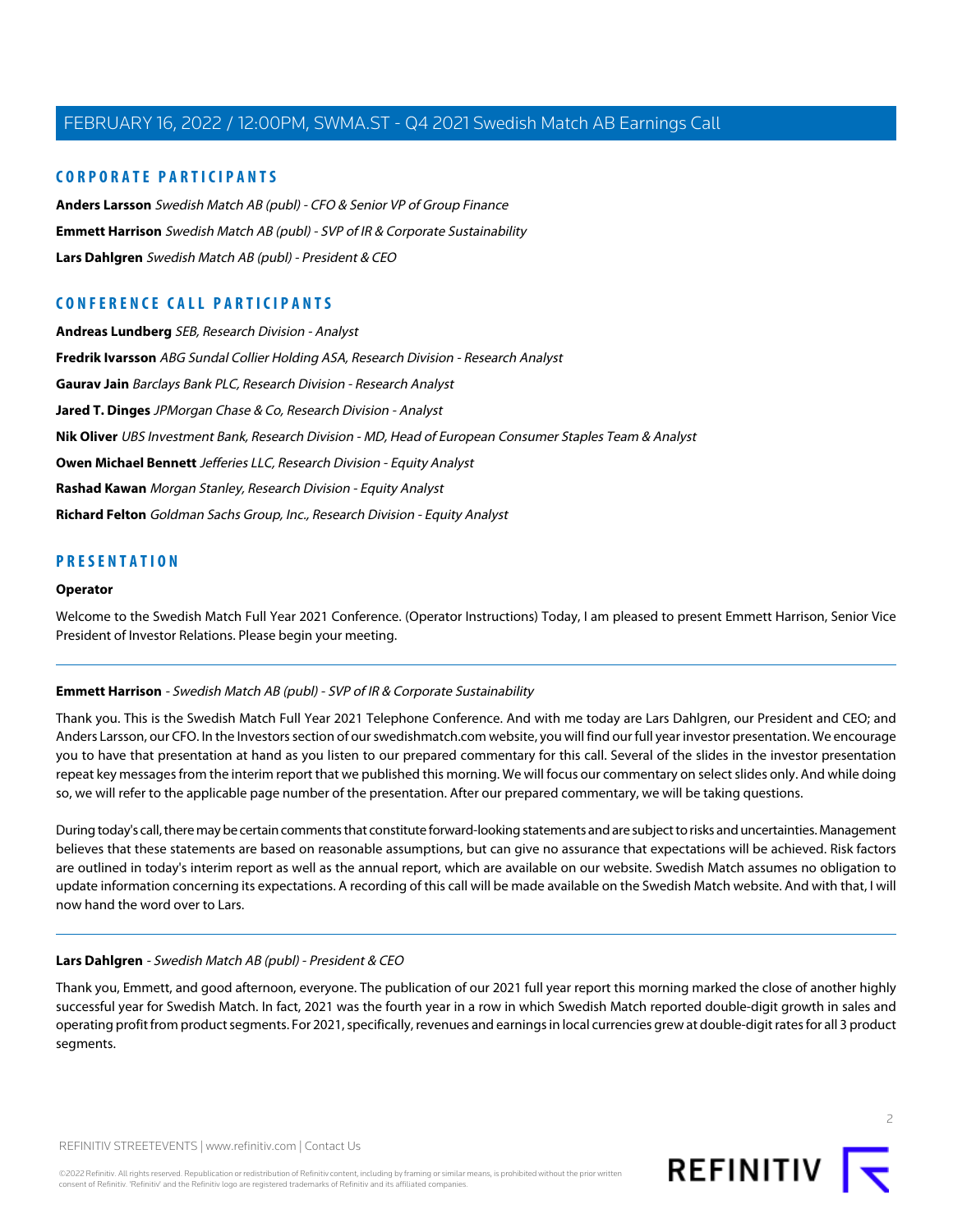## CORPORATE PARTICIPANTS

**Anders Larsson** *Swedish Match AB (publ) - CFO & Senior VP of Group Finance*

**Emmett Harrison** *Swedish Match AB (publ) - SVP of IR & Corporate Sustainability*

**Lars Dahlgren** *Swedish Match AB (publ) - President & CEO*

## CONFERENCE CALL PARTICIPANTS

**Andreas Lundberg** *SEB, Research Division - Analyst*

**Fredrik Ivarsson** *ABG Sundal Collier Holding ASA, Research Division - Research Analyst*

**Gaurav Jain** *Barclays Bank PLC, Research Division - Research Analyst*

**Jared T. Dinges** *JPMorgan Chase & Co, Research Division - Analyst*

**Nik Oliver** *UBS Investment Bank, Research Division - MD, Head of European Consumer Staples Team & Analyst*

**Owen Michael Bennett** *Jefferies LLC, Research Division - Equity Analyst*

**Rashad Kawan** *Morgan Stanley, Research Division - Equity Analyst*

**Richard Felton** *Goldman Sachs Group, Inc., Research Division - Equity Analyst*

## PRESENTATION

**Operator**

Welcome to the Swedish Match Full Year 2021 Conference. (Operator Instructions) Today, I am pleased to present Emmett Harrison, Senior Vice President of Investor Relations. Please begin your meeting.

---

**Emmett Harrison** - *Swedish Match AB (publ) - SVP of IR & Corporate Sustainability*

Thank you. This is the Swedish Match Full Year 2021 Telephone Conference. And with me today are Lars Dahlgren, our President and CEO; and Anders Larsson, our CFO. In the Investors section of our swedishmatch.com website, you will find our full year investor presentation. We encourage you to have that presentation at hand as you listen to our prepared commentary for this call. Several of the slides in the investor presentation repeat key messages from the interim report that we published this morning. We will focus our commentary on select slides only. And while doing so, we will refer to the applicable page number of the presentation. After our prepared commentary, we will be taking questions.

During today's call, there may be certain comments that constitute forward-looking statements and are subject to risks and uncertainties. Management believes that these statements are based on reasonable assumptions, but can give no assurance that expectations will be achieved. Risk factors are outlined in today's interim report as well as the annual report, which are available on our website. Swedish Match assumes no obligation to update information concerning its expectations. A recording of this call will be made available on the Swedish Match website. And with that, I will now hand the word over to Lars.

---

**Lars Dahlgren** - *Swedish Match AB (publ) - President & CEO*

Thank you, Emmett, and good afternoon, everyone. The publication of our 2021 full year report this morning marked the close of another highly successful year for Swedish Match. In fact, 2021 was the fourth year in a row in which Swedish Match reported double-digit growth in sales and operating profit from product segments. For 2021, specifically, revenues and earnings in local currencies grew at double-digit rates for all 3 product segments.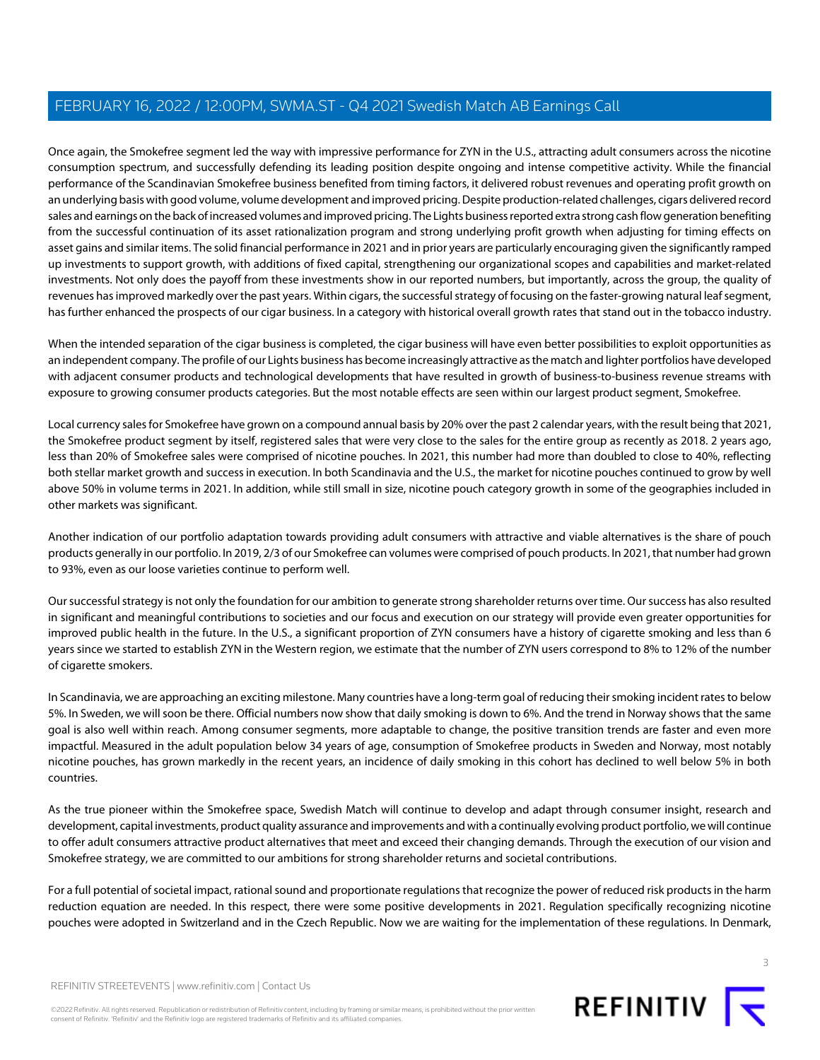Once again, the Smokefree segment led the way with impressive performance for ZYN in the U.S., attracting adult consumers across the nicotine consumption spectrum, and successfully defending its leading position despite ongoing and intense competitive activity. While the financial performance of the Scandinavian Smokefree business benefited from timing factors, it delivered robust revenues and operating profit growth on an underlying basis with good volume, volume development and improved pricing. Despite production-related challenges, cigars delivered record sales and earnings on the back of increased volumes and improved pricing. The Lights business reported extra strong cash flow generation benefiting from the successful continuation of its asset rationalization program and strong underlying profit growth when adjusting for timing effects on asset gains and similar items. The solid financial performance in 2021 and in prior years are particularly encouraging given the significantly ramped up investments to support growth, with additions of fixed capital, strengthening our organizational scopes and capabilities and market-related investments. Not only does the payoff from these investments show in our reported numbers, but importantly, across the group, the quality of revenues has improved markedly over the past years. Within cigars, the successful strategy of focusing on the faster-growing natural leaf segment, has further enhanced the prospects of our cigar business. In a category with historical overall growth rates that stand out in the tobacco industry.

When the intended separation of the cigar business is completed, the cigar business will have even better possibilities to exploit opportunities as an independent company. The profile of our Lights business has become increasingly attractive as the match and lighter portfolios have developed with adjacent consumer products and technological developments that have resulted in growth of business-to-business revenue streams with exposure to growing consumer products categories. But the most notable effects are seen within our largest product segment, Smokefree.

Local currency sales for Smokefree have grown on a compound annual basis by 20% over the past 2 calendar years, with the result being that 2021, the Smokefree product segment by itself, registered sales that were very close to the sales for the entire group as recently as 2018. 2 years ago, less than 20% of Smokefree sales were comprised of nicotine pouches. In 2021, this number had more than doubled to close to 40%, reflecting both stellar market growth and success in execution. In both Scandinavia and the U.S., the market for nicotine pouches continued to grow by well above 50% in volume terms in 2021. In addition, while still small in size, nicotine pouch category growth in some of the geographies included in other markets was significant.

Another indication of our portfolio adaptation towards providing adult consumers with attractive and viable alternatives is the share of pouch products generally in our portfolio. In 2019, 2/3 of our Smokefree can volumes were comprised of pouch products. In 2021, that number had grown to 93%, even as our loose varieties continue to perform well.

Our successful strategy is not only the foundation for our ambition to generate strong shareholder returns over time. Our success has also resulted in significant and meaningful contributions to societies and our focus and execution on our strategy will provide even greater opportunities for improved public health in the future. In the U.S., a significant proportion of ZYN consumers have a history of cigarette smoking and less than 6 years since we started to establish ZYN in the Western region, we estimate that the number of ZYN users correspond to 8% to 12% of the number of cigarette smokers.

In Scandinavia, we are approaching an exciting milestone. Many countries have a long-term goal of reducing their smoking incident rates to below 5%. In Sweden, we will soon be there. Official numbers now show that daily smoking is down to 6%. And the trend in Norway shows that the same goal is also well within reach. Among consumer segments, more adaptable to change, the positive transition trends are faster and even more impactful. Measured in the adult population below 34 years of age, consumption of Smokefree products in Sweden and Norway, most notably nicotine pouches, has grown markedly in the recent years, an incidence of daily smoking in this cohort has declined to well below 5% in both countries.

As the true pioneer within the Smokefree space, Swedish Match will continue to develop and adapt through consumer insight, research and development, capital investments, product quality assurance and improvements and with a continually evolving product portfolio, we will continue to offer adult consumers attractive product alternatives that meet and exceed their changing demands. Through the execution of our vision and Smokefree strategy, we are committed to our ambitions for strong shareholder returns and societal contributions.

For a full potential of societal impact, rational sound and proportionate regulations that recognize the power of reduced risk products in the harm reduction equation are needed. In this respect, there were some positive developments in 2021. Regulation specifically recognizing nicotine pouches were adopted in Switzerland and in the Czech Republic. Now we are waiting for the implementation of these regulations. In Denmark,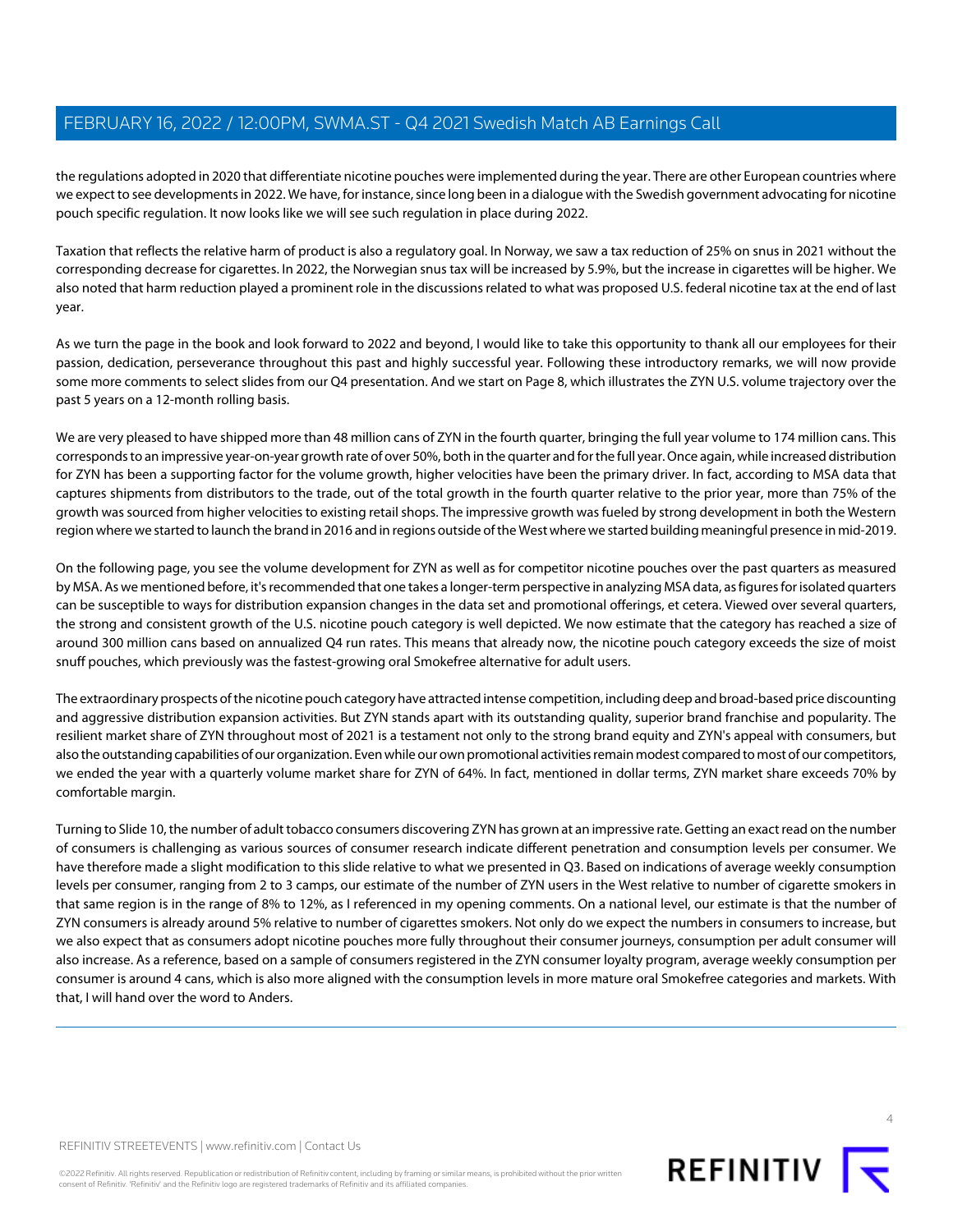the regulations adopted in 2020 that differentiate nicotine pouches were implemented during the year. There are other European countries where we expect to see developments in 2022. We have, for instance, since long been in a dialogue with the Swedish government advocating for nicotine pouch specific regulation. It now looks like we will see such regulation in place during 2022.

Taxation that reflects the relative harm of product is also a regulatory goal. In Norway, we saw a tax reduction of 25% on snus in 2021 without the corresponding decrease for cigarettes. In 2022, the Norwegian snus tax will be increased by 5.9%, but the increase in cigarettes will be higher. We also noted that harm reduction played a prominent role in the discussions related to what was proposed U.S. federal nicotine tax at the end of last year.

As we turn the page in the book and look forward to 2022 and beyond, I would like to take this opportunity to thank all our employees for their passion, dedication, perseverance throughout this past and highly successful year. Following these introductory remarks, we will now provide some more comments to select slides from our Q4 presentation. And we start on Page 8, which illustrates the ZYN U.S. volume trajectory over the past 5 years on a 12-month rolling basis.

We are very pleased to have shipped more than 48 million cans of ZYN in the fourth quarter, bringing the full year volume to 174 million cans. This corresponds to an impressive year-on-year growth rate of over 50%, both in the quarter and for the full year. Once again, while increased distribution for ZYN has been a supporting factor for the volume growth, higher velocities have been the primary driver. In fact, according to MSA data that captures shipments from distributors to the trade, out of the total growth in the fourth quarter relative to the prior year, more than 75% of the growth was sourced from higher velocities to existing retail shops. The impressive growth was fueled by strong development in both the Western region where we started to launch the brand in 2016 and in regions outside of the West where we started building meaningful presence in mid-2019.

On the following page, you see the volume development for ZYN as well as for competitor nicotine pouches over the past quarters as measured by MSA. As we mentioned before, it's recommended that one takes a longer-term perspective in analyzing MSA data, as figures for isolated quarters can be susceptible to ways for distribution expansion changes in the data set and promotional offerings, et cetera. Viewed over several quarters, the strong and consistent growth of the U.S. nicotine pouch category is well depicted. We now estimate that the category has reached a size of around 300 million cans based on annualized Q4 run rates. This means that already now, the nicotine pouch category exceeds the size of moist snuff pouches, which previously was the fastest-growing oral Smokefree alternative for adult users.

The extraordinary prospects of the nicotine pouch category have attracted intense competition, including deep and broad-based price discounting and aggressive distribution expansion activities. But ZYN stands apart with its outstanding quality, superior brand franchise and popularity. The resilient market share of ZYN throughout most of 2021 is a testament not only to the strong brand equity and ZYN's appeal with consumers, but also the outstanding capabilities of our organization. Even while our own promotional activities remain modest compared to most of our competitors, we ended the year with a quarterly volume market share for ZYN of 64%. In fact, mentioned in dollar terms, ZYN market share exceeds 70% by comfortable margin.

Turning to Slide 10, the number of adult tobacco consumers discovering ZYN has grown at an impressive rate. Getting an exact read on the number of consumers is challenging as various sources of consumer research indicate different penetration and consumption levels per consumer. We have therefore made a slight modification to this slide relative to what we presented in Q3. Based on indications of average weekly consumption levels per consumer, ranging from 2 to 3 camps, our estimate of the number of ZYN users in the West relative to number of cigarette smokers in that same region is in the range of 8% to 12%, as I referenced in my opening comments. On a national level, our estimate is that the number of ZYN consumers is already around 5% relative to number of cigarettes smokers. Not only do we expect the numbers in consumers to increase, but we also expect that as consumers adopt nicotine pouches more fully throughout their consumer journeys, consumption per adult consumer will also increase. As a reference, based on a sample of consumers registered in the ZYN consumer loyalty program, average weekly consumption per consumer is around 4 cans, which is also more aligned with the consumption levels in more mature oral Smokefree categories and markets. With that, I will hand over the word to Anders.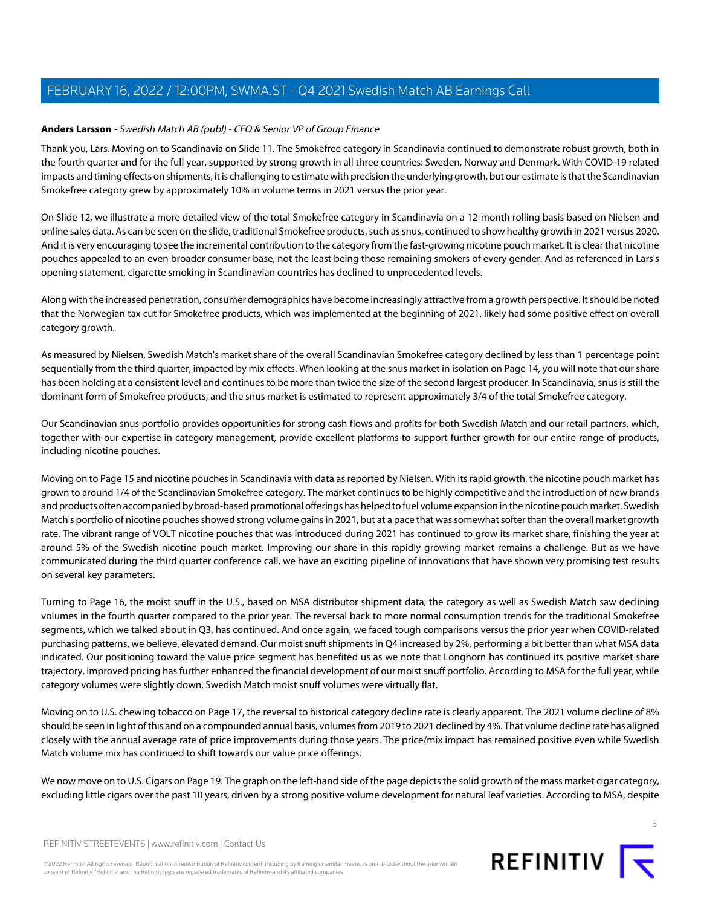**Anders Larsson** - *Swedish Match AB (publ) - CFO & Senior VP of Group Finance*

Thank you, Lars. Moving on to Scandinavia on Slide 11. The Smokefree category in Scandinavia continued to demonstrate robust growth, both in the fourth quarter and for the full year, supported by strong growth in all three countries: Sweden, Norway and Denmark. With COVID-19 related impacts and timing effects on shipments, it is challenging to estimate with precision the underlying growth, but our estimate is that the Scandinavian Smokefree category grew by approximately 10% in volume terms in 2021 versus the prior year.

On Slide 12, we illustrate a more detailed view of the total Smokefree category in Scandinavia on a 12-month rolling basis based on Nielsen and online sales data. As can be seen on the slide, traditional Smokefree products, such as snus, continued to show healthy growth in 2021 versus 2020. And it is very encouraging to see the incremental contribution to the category from the fast-growing nicotine pouch market. It is clear that nicotine pouches appealed to an even broader consumer base, not the least being those remaining smokers of every gender. And as referenced in Lars's opening statement, cigarette smoking in Scandinavian countries has declined to unprecedented levels.

Along with the increased penetration, consumer demographics have become increasingly attractive from a growth perspective. It should be noted that the Norwegian tax cut for Smokefree products, which was implemented at the beginning of 2021, likely had some positive effect on overall category growth.

As measured by Nielsen, Swedish Match's market share of the overall Scandinavian Smokefree category declined by less than 1 percentage point sequentially from the third quarter, impacted by mix effects. When looking at the snus market in isolation on Page 14, you will note that our share has been holding at a consistent level and continues to be more than twice the size of the second largest producer. In Scandinavia, snus is still the dominant form of Smokefree products, and the snus market is estimated to represent approximately 3/4 of the total Smokefree category.

Our Scandinavian snus portfolio provides opportunities for strong cash flows and profits for both Swedish Match and our retail partners, which, together with our expertise in category management, provide excellent platforms to support further growth for our entire range of products, including nicotine pouches.

Moving on to Page 15 and nicotine pouches in Scandinavia with data as reported by Nielsen. With its rapid growth, the nicotine pouch market has grown to around 1/4 of the Scandinavian Smokefree category. The market continues to be highly competitive and the introduction of new brands and products often accompanied by broad-based promotional offerings has helped to fuel volume expansion in the nicotine pouch market. Swedish Match's portfolio of nicotine pouches showed strong volume gains in 2021, but at a pace that was somewhat softer than the overall market growth rate. The vibrant range of VOLT nicotine pouches that was introduced during 2021 has continued to grow its market share, finishing the year at around 5% of the Swedish nicotine pouch market. Improving our share in this rapidly growing market remains a challenge. But as we have communicated during the third quarter conference call, we have an exciting pipeline of innovations that have shown very promising test results on several key parameters.

Turning to Page 16, the moist snuff in the U.S., based on MSA distributor shipment data, the category as well as Swedish Match saw declining volumes in the fourth quarter compared to the prior year. The reversal back to more normal consumption trends for the traditional Smokefree segments, which we talked about in Q3, has continued. And once again, we faced tough comparisons versus the prior year when COVID-related purchasing patterns, we believe, elevated demand. Our moist snuff shipments in Q4 increased by 2%, performing a bit better than what MSA data indicated. Our positioning toward the value price segment has benefited us as we note that Longhorn has continued its positive market share trajectory. Improved pricing has further enhanced the financial development of our moist snuff portfolio. According to MSA for the full year, while category volumes were slightly down, Swedish Match moist snuff volumes were virtually flat.

Moving on to U.S. chewing tobacco on Page 17, the reversal to historical category decline rate is clearly apparent. The 2021 volume decline of 8% should be seen in light of this and on a compounded annual basis, volumes from 2019 to 2021 declined by 4%. That volume decline rate has aligned closely with the annual average rate of price improvements during those years. The price/mix impact has remained positive even while Swedish Match volume mix has continued to shift towards our value price offerings.

We now move on to U.S. Cigars on Page 19. The graph on the left-hand side of the page depicts the solid growth of the mass market cigar category, excluding little cigars over the past 10 years, driven by a strong positive volume development for natural leaf varieties. According to MSA, despite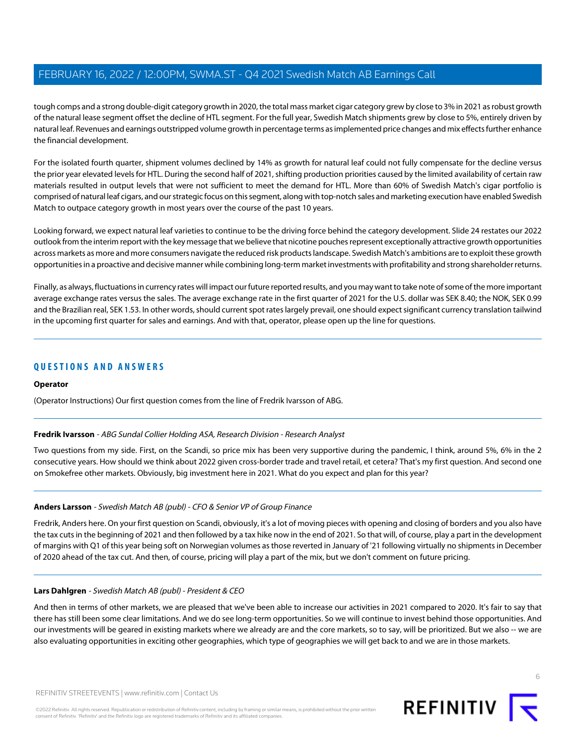tough comps and a strong double-digit category growth in 2020, the total mass market cigar category grew by close to 3% in 2021 as robust growth of the natural lease segment offset the decline of HTL segment. For the full year, Swedish Match shipments grew by close to 5%, entirely driven by natural leaf. Revenues and earnings outstripped volume growth in percentage terms as implemented price changes and mix effects further enhance the financial development.

For the isolated fourth quarter, shipment volumes declined by 14% as growth for natural leaf could not fully compensate for the decline versus the prior year elevated levels for HTL. During the second half of 2021, shifting production priorities caused by the limited availability of certain raw materials resulted in output levels that were not sufficient to meet the demand for HTL. More than 60% of Swedish Match's cigar portfolio is comprised of natural leaf cigars, and our strategic focus on this segment, along with top-notch sales and marketing execution have enabled Swedish Match to outpace category growth in most years over the course of the past 10 years.

Looking forward, we expect natural leaf varieties to continue to be the driving force behind the category development. Slide 24 restates our 2022 outlook from the interim report with the key message that we believe that nicotine pouches represent exceptionally attractive growth opportunities across markets as more and more consumers navigate the reduced risk products landscape. Swedish Match's ambitions are to exploit these growth opportunities in a proactive and decisive manner while combining long-term market investments with profitability and strong shareholder returns.

Finally, as always, fluctuations in currency rates will impact our future reported results, and you may want to take note of some of the more important average exchange rates versus the sales. The average exchange rate in the first quarter of 2021 for the U.S. dollar was SEK 8.40; the NOK, SEK 0.99 and the Brazilian real, SEK 1.53. In other words, should current spot rates largely prevail, one should expect significant currency translation tailwind in the upcoming first quarter for sales and earnings. And with that, operator, please open up the line for questions.

## QUESTIONS AND ANSWERS

**Operator**

(Operator Instructions) Our first question comes from the line of Fredrik Ivarsson of ABG.

**Fredrik Ivarsson** - *ABG Sundal Collier Holding ASA, Research Division - Research Analyst*

Two questions from my side. First, on the Scandi, so price mix has been very supportive during the pandemic, I think, around 5%, 6% in the 2 consecutive years. How should we think about 2022 given cross-border trade and travel retail, et cetera? That's my first question. And second one on Smokefree other markets. Obviously, big investment here in 2021. What do you expect and plan for this year?

**Anders Larsson** - *Swedish Match AB (publ) - CFO & Senior VP of Group Finance*

Fredrik, Anders here. On your first question on Scandi, obviously, it's a lot of moving pieces with opening and closing of borders and you also have the tax cuts in the beginning of 2021 and then followed by a tax hike now in the end of 2021. So that will, of course, play a part in the development of margins with Q1 of this year being soft on Norwegian volumes as those reverted in January of '21 following virtually no shipments in December of 2020 ahead of the tax cut. And then, of course, pricing will play a part of the mix, but we don't comment on future pricing.

**Lars Dahlgren** - *Swedish Match AB (publ) - President & CEO*

And then in terms of other markets, we are pleased that we've been able to increase our activities in 2021 compared to 2020. It's fair to say that there has still been some clear limitations. And we do see long-term opportunities. So we will continue to invest behind those opportunities. And our investments will be geared in existing markets where we already are and the core markets, so to say, will be prioritized. But we also -- we are also evaluating opportunities in exciting other geographies, which type of geographies we will get back to and we are in those markets.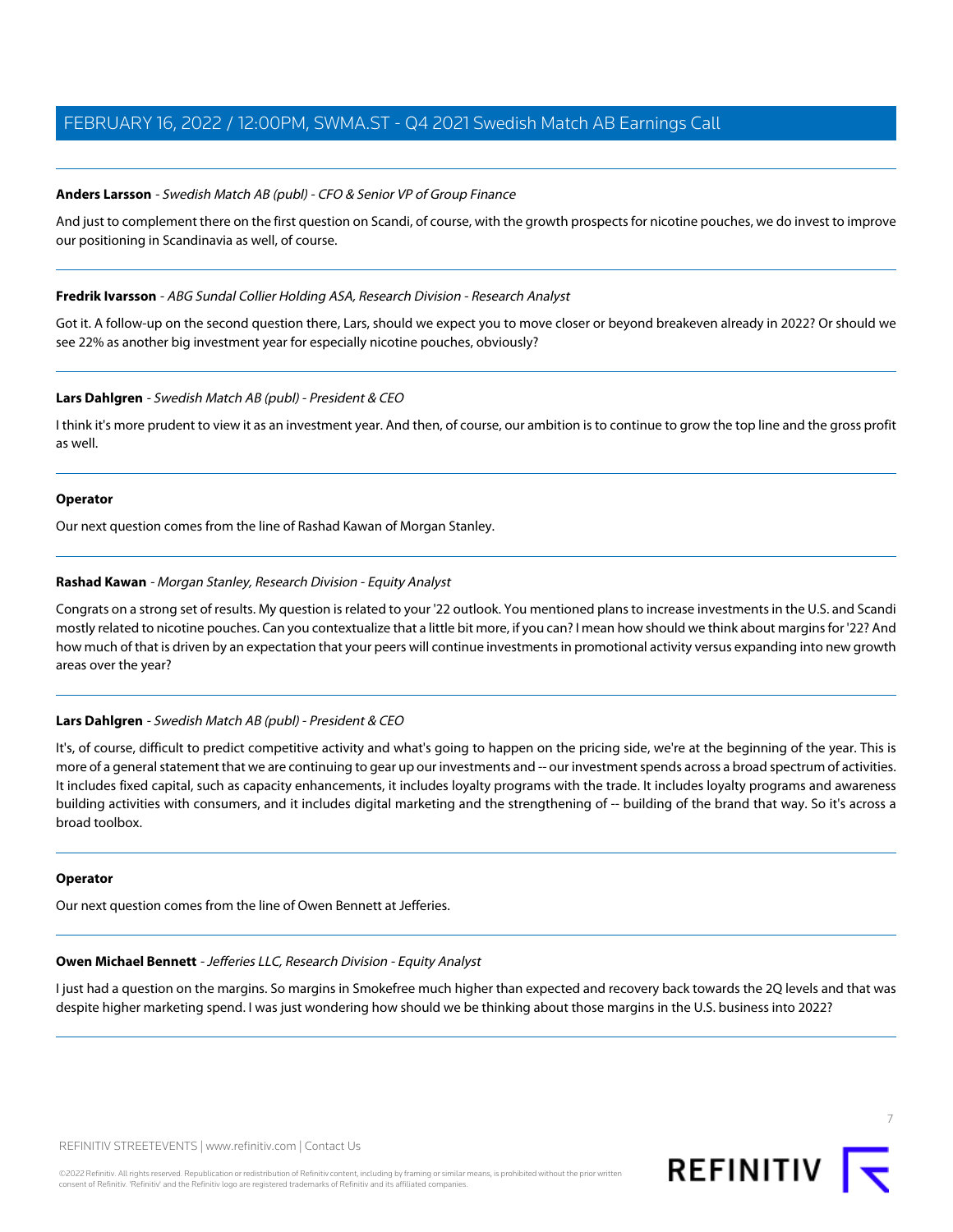**Anders Larsson** - *Swedish Match AB (publ) - CFO & Senior VP of Group Finance*

And just to complement there on the first question on Scandi, of course, with the growth prospects for nicotine pouches, we do invest to improve our positioning in Scandinavia as well, of course.

---

**Fredrik Ivarsson** - *ABG Sundal Collier Holding ASA, Research Division - Research Analyst*

Got it. A follow-up on the second question there, Lars, should we expect you to move closer or beyond breakeven already in 2022? Or should we see 22% as another big investment year for especially nicotine pouches, obviously?

---

**Lars Dahlgren** - *Swedish Match AB (publ) - President & CEO*

I think it's more prudent to view it as an investment year. And then, of course, our ambition is to continue to grow the top line and the gross profit as well.

---

**Operator**

Our next question comes from the line of Rashad Kawan of Morgan Stanley.

---

**Rashad Kawan** - *Morgan Stanley, Research Division - Equity Analyst*

Congrats on a strong set of results. My question is related to your '22 outlook. You mentioned plans to increase investments in the U.S. and Scandi mostly related to nicotine pouches. Can you contextualize that a little bit more, if you can? I mean how should we think about margins for '22? And how much of that is driven by an expectation that your peers will continue investments in promotional activity versus expanding into new growth areas over the year?

---

**Lars Dahlgren** - *Swedish Match AB (publ) - President & CEO*

It's, of course, difficult to predict competitive activity and what's going to happen on the pricing side, we're at the beginning of the year. This is more of a general statement that we are continuing to gear up our investments and -- our investment spends across a broad spectrum of activities. It includes fixed capital, such as capacity enhancements, it includes loyalty programs with the trade. It includes loyalty programs and awareness building activities with consumers, and it includes digital marketing and the strengthening of -- building of the brand that way. So it's across a broad toolbox.

---

**Operator**

Our next question comes from the line of Owen Bennett at Jefferies.

---

**Owen Michael Bennett** - *Jefferies LLC, Research Division - Equity Analyst*

I just had a question on the margins. So margins in Smokefree much higher than expected and recovery back towards the 2Q levels and that was despite higher marketing spend. I was just wondering how should we be thinking about those margins in the U.S. business into 2022?

---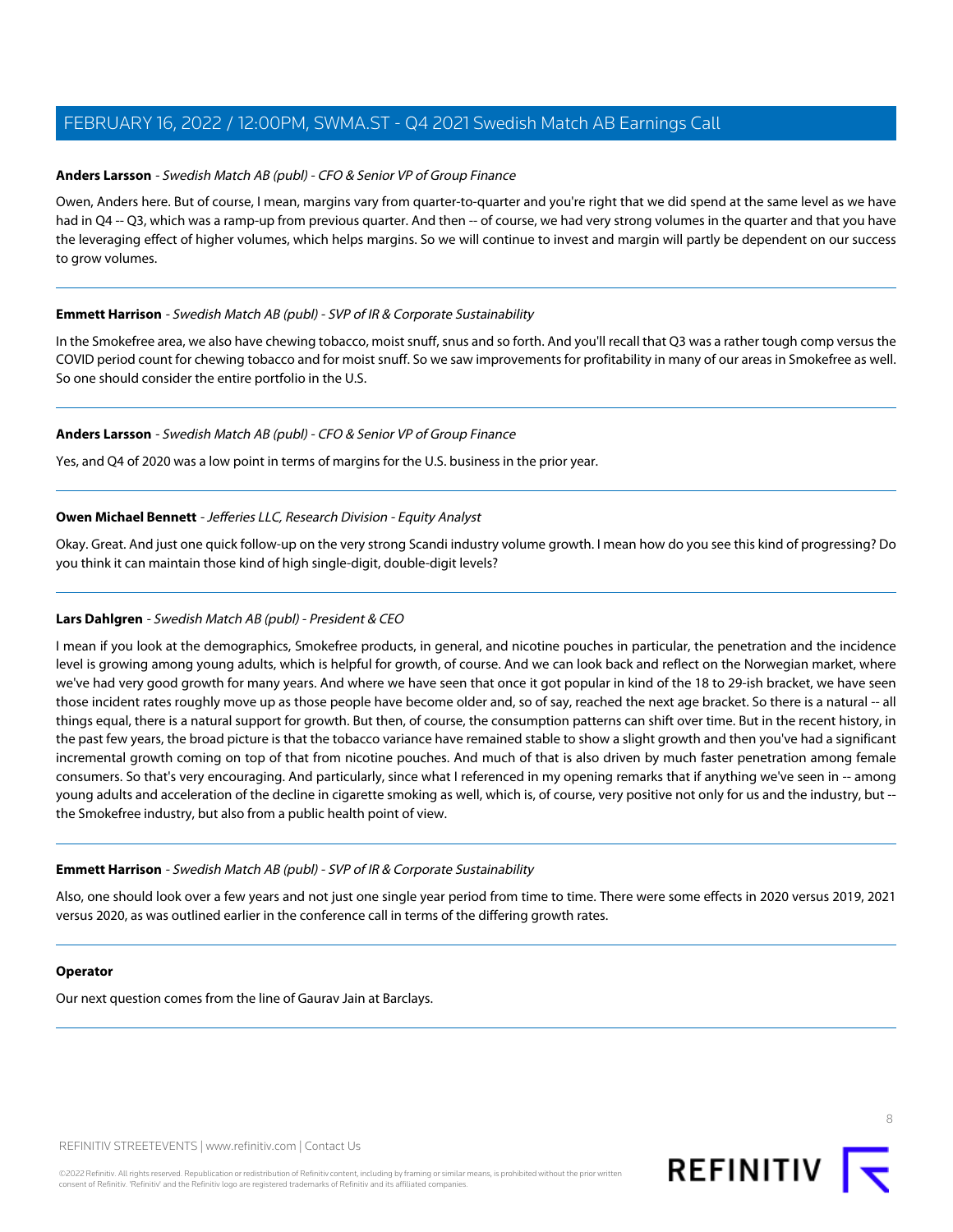**Anders Larsson** - *Swedish Match AB (publ) - CFO & Senior VP of Group Finance*

Owen, Anders here. But of course, I mean, margins vary from quarter-to-quarter and you're right that we did spend at the same level as we have had in Q4 -- Q3, which was a ramp-up from previous quarter. And then -- of course, we had very strong volumes in the quarter and that you have the leveraging effect of higher volumes, which helps margins. So we will continue to invest and margin will partly be dependent on our success to grow volumes.

---

**Emmett Harrison** - *Swedish Match AB (publ) - SVP of IR & Corporate Sustainability*

In the Smokefree area, we also have chewing tobacco, moist snuff, snus and so forth. And you'll recall that Q3 was a rather tough comp versus the COVID period count for chewing tobacco and for moist snuff. So we saw improvements for profitability in many of our areas in Smokefree as well. So one should consider the entire portfolio in the U.S.

---

**Anders Larsson** - *Swedish Match AB (publ) - CFO & Senior VP of Group Finance*

Yes, and Q4 of 2020 was a low point in terms of margins for the U.S. business in the prior year.

---

**Owen Michael Bennett** - *Jefferies LLC, Research Division - Equity Analyst*

Okay. Great. And just one quick follow-up on the very strong Scandi industry volume growth. I mean how do you see this kind of progressing? Do you think it can maintain those kind of high single-digit, double-digit levels?

---

**Lars Dahlgren** - *Swedish Match AB (publ) - President & CEO*

I mean if you look at the demographics, Smokefree products, in general, and nicotine pouches in particular, the penetration and the incidence level is growing among young adults, which is helpful for growth, of course. And we can look back and reflect on the Norwegian market, where we've had very good growth for many years. And where we have seen that once it got popular in kind of the 18 to 29-ish bracket, we have seen those incident rates roughly move up as those people have become older and, so of say, reached the next age bracket. So there is a natural -- all things equal, there is a natural support for growth. But then, of course, the consumption patterns can shift over time. But in the recent history, in the past few years, the broad picture is that the tobacco variance have remained stable to show a slight growth and then you've had a significant incremental growth coming on top of that from nicotine pouches. And much of that is also driven by much faster penetration among female consumers. So that's very encouraging. And particularly, since what I referenced in my opening remarks that if anything we've seen in -- among young adults and acceleration of the decline in cigarette smoking as well, which is, of course, very positive not only for us and the industry, but -- the Smokefree industry, but also from a public health point of view.

---

**Emmett Harrison** - *Swedish Match AB (publ) - SVP of IR & Corporate Sustainability*

Also, one should look over a few years and not just one single year period from time to time. There were some effects in 2020 versus 2019, 2021 versus 2020, as was outlined earlier in the conference call in terms of the differing growth rates.

---

**Operator**

Our next question comes from the line of Gaurav Jain at Barclays.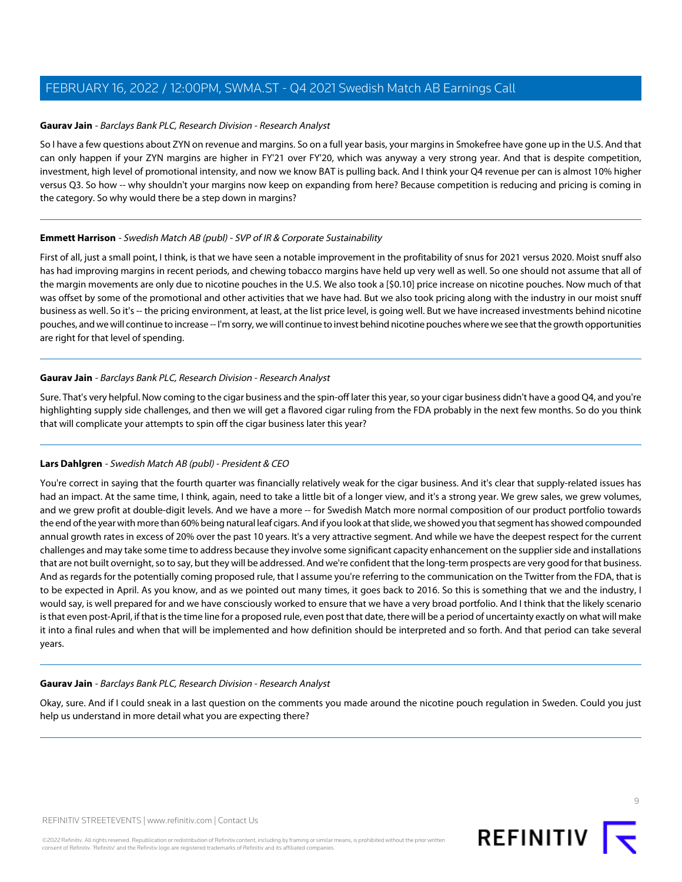**Gaurav Jain** - *Barclays Bank PLC, Research Division - Research Analyst*

So I have a few questions about ZYN on revenue and margins. So on a full year basis, your margins in Smokefree have gone up in the U.S. And that can only happen if your ZYN margins are higher in FY'21 over FY'20, which was anyway a very strong year. And that is despite competition, investment, high level of promotional intensity, and now we know BAT is pulling back. And I think your Q4 revenue per can is almost 10% higher versus Q3. So how -- why shouldn't your margins now keep on expanding from here? Because competition is reducing and pricing is coming in the category. So why would there be a step down in margins?

---

**Emmett Harrison** - *Swedish Match AB (publ) - SVP of IR & Corporate Sustainability*

First of all, just a small point, I think, is that we have seen a notable improvement in the profitability of snus for 2021 versus 2020. Moist snuff also has had improving margins in recent periods, and chewing tobacco margins have held up very well as well. So one should not assume that all of the margin movements are only due to nicotine pouches in the U.S. We also took a [$0.10] price increase on nicotine pouches. Now much of that was offset by some of the promotional and other activities that we have had. But we also took pricing along with the industry in our moist snuff business as well. So it's -- the pricing environment, at least, at the list price level, is going well. But we have increased investments behind nicotine pouches, and we will continue to increase -- I'm sorry, we will continue to invest behind nicotine pouches where we see that the growth opportunities are right for that level of spending.

---

**Gaurav Jain** - *Barclays Bank PLC, Research Division - Research Analyst*

Sure. That's very helpful. Now coming to the cigar business and the spin-off later this year, so your cigar business didn't have a good Q4, and you're highlighting supply side challenges, and then we will get a flavored cigar ruling from the FDA probably in the next few months. So do you think that will complicate your attempts to spin off the cigar business later this year?

---

**Lars Dahlgren** - *Swedish Match AB (publ) - President & CEO*

You're correct in saying that the fourth quarter was financially relatively weak for the cigar business. And it's clear that supply-related issues has had an impact. At the same time, I think, again, need to take a little bit of a longer view, and it's a strong year. We grew sales, we grew volumes, and we grew profit at double-digit levels. And we have a more -- for Swedish Match more normal composition of our product portfolio towards the end of the year with more than 60% being natural leaf cigars. And if you look at that slide, we showed you that segment has showed compounded annual growth rates in excess of 20% over the past 10 years. It's a very attractive segment. And while we have the deepest respect for the current challenges and may take some time to address because they involve some significant capacity enhancement on the supplier side and installations that are not built overnight, so to say, but they will be addressed. And we're confident that the long-term prospects are very good for that business. And as regards for the potentially coming proposed rule, that I assume you're referring to the communication on the Twitter from the FDA, that is to be expected in April. As you know, and as we pointed out many times, it goes back to 2016. So this is something that we and the industry, I would say, is well prepared for and we have consciously worked to ensure that we have a very broad portfolio. And I think that the likely scenario is that even post-April, if that is the time line for a proposed rule, even post that date, there will be a period of uncertainty exactly on what will make it into a final rules and when that will be implemented and how definition should be interpreted and so forth. And that period can take several years.

---

**Gaurav Jain** - *Barclays Bank PLC, Research Division - Research Analyst*

Okay, sure. And if I could sneak in a last question on the comments you made around the nicotine pouch regulation in Sweden. Could you just help us understand in more detail what you are expecting there?

---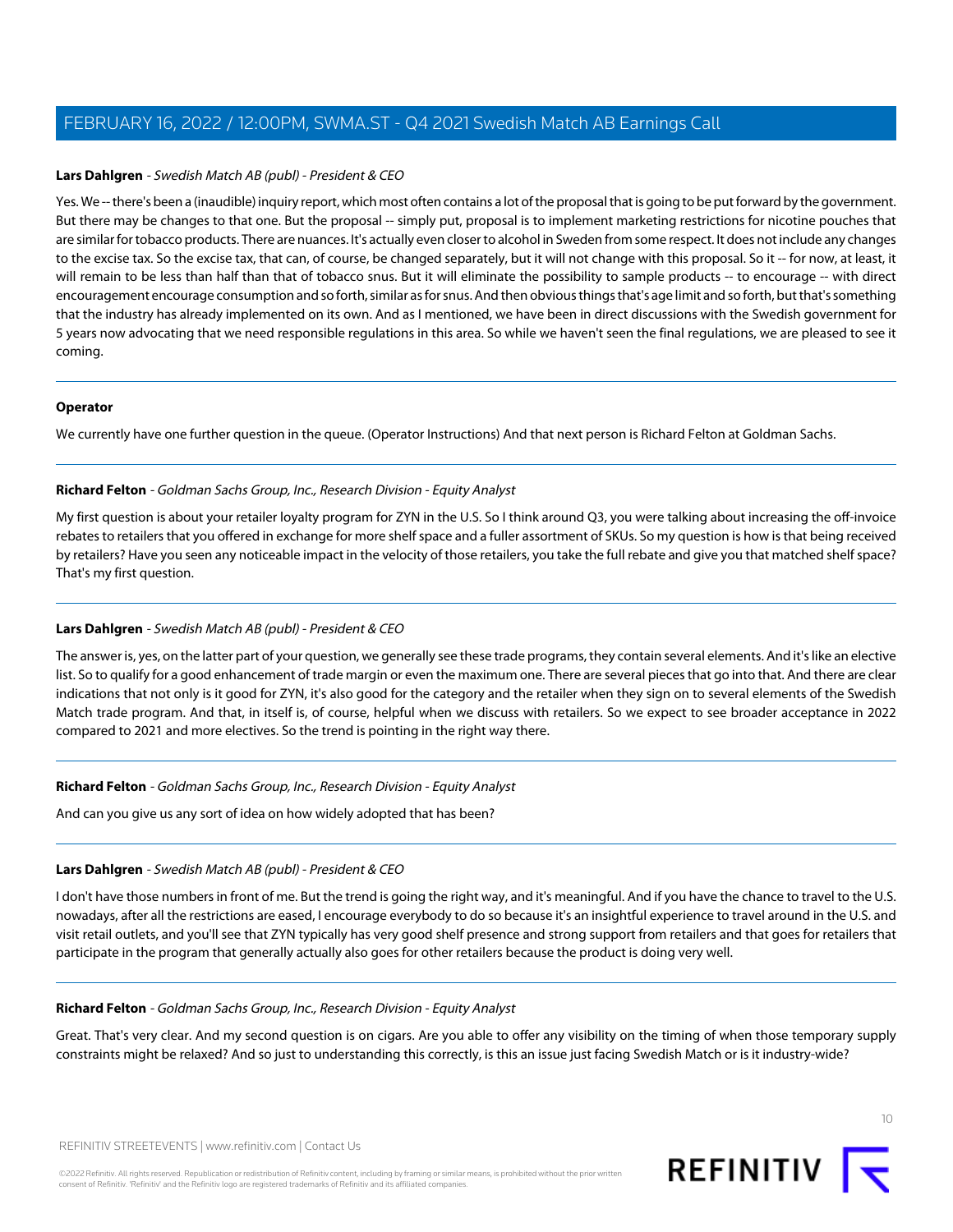**Lars Dahlgren** - *Swedish Match AB (publ) - President & CEO*

Yes. We -- there's been a (inaudible) inquiry report, which most often contains a lot of the proposal that is going to be put forward by the government. But there may be changes to that one. But the proposal -- simply put, proposal is to implement marketing restrictions for nicotine pouches that are similar for tobacco products. There are nuances. It's actually even closer to alcohol in Sweden from some respect. It does not include any changes to the excise tax. So the excise tax, that can, of course, be changed separately, but it will not change with this proposal. So it -- for now, at least, it will remain to be less than half than that of tobacco snus. But it will eliminate the possibility to sample products -- to encourage -- with direct encouragement encourage consumption and so forth, similar as for snus. And then obvious things that's age limit and so forth, but that's something that the industry has already implemented on its own. And as I mentioned, we have been in direct discussions with the Swedish government for 5 years now advocating that we need responsible regulations in this area. So while we haven't seen the final regulations, we are pleased to see it coming.

---

**Operator**

We currently have one further question in the queue. (Operator Instructions) And that next person is Richard Felton at Goldman Sachs.

---

**Richard Felton** - *Goldman Sachs Group, Inc., Research Division - Equity Analyst*

My first question is about your retailer loyalty program for ZYN in the U.S. So I think around Q3, you were talking about increasing the off-invoice rebates to retailers that you offered in exchange for more shelf space and a fuller assortment of SKUs. So my question is how is that being received by retailers? Have you seen any noticeable impact in the velocity of those retailers, you take the full rebate and give you that matched shelf space? That's my first question.

---

**Lars Dahlgren** - *Swedish Match AB (publ) - President & CEO*

The answer is, yes, on the latter part of your question, we generally see these trade programs, they contain several elements. And it's like an elective list. So to qualify for a good enhancement of trade margin or even the maximum one. There are several pieces that go into that. And there are clear indications that not only is it good for ZYN, it's also good for the category and the retailer when they sign on to several elements of the Swedish Match trade program. And that, in itself is, of course, helpful when we discuss with retailers. So we expect to see broader acceptance in 2022 compared to 2021 and more electives. So the trend is pointing in the right way there.

---

**Richard Felton** - *Goldman Sachs Group, Inc., Research Division - Equity Analyst*

And can you give us any sort of idea on how widely adopted that has been?

---

**Lars Dahlgren** - *Swedish Match AB (publ) - President & CEO*

I don't have those numbers in front of me. But the trend is going the right way, and it's meaningful. And if you have the chance to travel to the U.S. nowadays, after all the restrictions are eased, I encourage everybody to do so because it's an insightful experience to travel around in the U.S. and visit retail outlets, and you'll see that ZYN typically has very good shelf presence and strong support from retailers and that goes for retailers that participate in the program that generally actually also goes for other retailers because the product is doing very well.

---

**Richard Felton** - *Goldman Sachs Group, Inc., Research Division - Equity Analyst*

Great. That's very clear. And my second question is on cigars. Are you able to offer any visibility on the timing of when those temporary supply constraints might be relaxed? And so just to understanding this correctly, is this an issue just facing Swedish Match or is it industry-wide?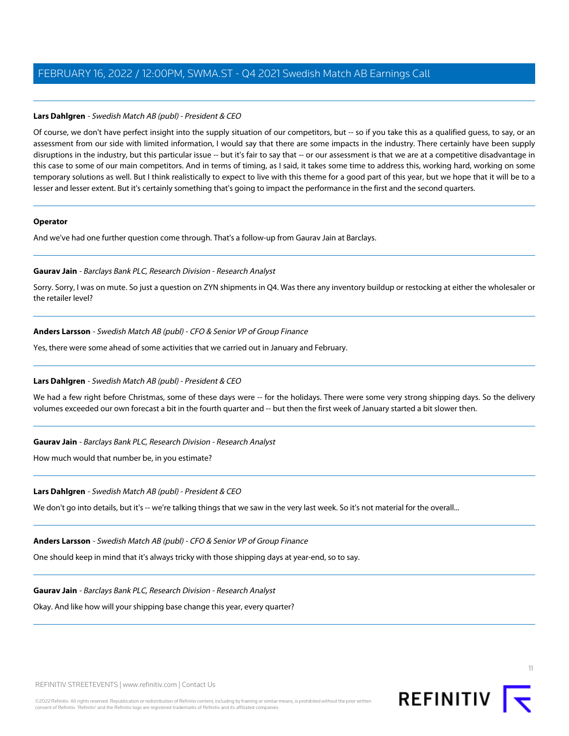**Lars Dahlgren** - *Swedish Match AB (publ) - President & CEO*

Of course, we don't have perfect insight into the supply situation of our competitors, but -- so if you take this as a qualified guess, to say, or an assessment from our side with limited information, I would say that there are some impacts in the industry. There certainly have been supply disruptions in the industry, but this particular issue -- but it's fair to say that -- or our assessment is that we are at a competitive disadvantage in this case to some of our main competitors. And in terms of timing, as I said, it takes some time to address this, working hard, working on some temporary solutions as well. But I think realistically to expect to live with this theme for a good part of this year, but we hope that it will be to a lesser and lesser extent. But it's certainly something that's going to impact the performance in the first and the second quarters.

**Operator**

And we've had one further question come through. That's a follow-up from Gaurav Jain at Barclays.

**Gaurav Jain** - *Barclays Bank PLC, Research Division - Research Analyst*

Sorry. Sorry, I was on mute. So just a question on ZYN shipments in Q4. Was there any inventory buildup or restocking at either the wholesaler or the retailer level?

**Anders Larsson** - *Swedish Match AB (publ) - CFO & Senior VP of Group Finance*

Yes, there were some ahead of some activities that we carried out in January and February.

**Lars Dahlgren** - *Swedish Match AB (publ) - President & CEO*

We had a few right before Christmas, some of these days were -- for the holidays. There were some very strong shipping days. So the delivery volumes exceeded our own forecast a bit in the fourth quarter and -- but then the first week of January started a bit slower then.

**Gaurav Jain** - *Barclays Bank PLC, Research Division - Research Analyst*

How much would that number be, in you estimate?

**Lars Dahlgren** - *Swedish Match AB (publ) - President & CEO*

We don't go into details, but it's -- we're talking things that we saw in the very last week. So it's not material for the overall...

**Anders Larsson** - *Swedish Match AB (publ) - CFO & Senior VP of Group Finance*

One should keep in mind that it's always tricky with those shipping days at year-end, so to say.

**Gaurav Jain** - *Barclays Bank PLC, Research Division - Research Analyst*

Okay. And like how will your shipping base change this year, every quarter?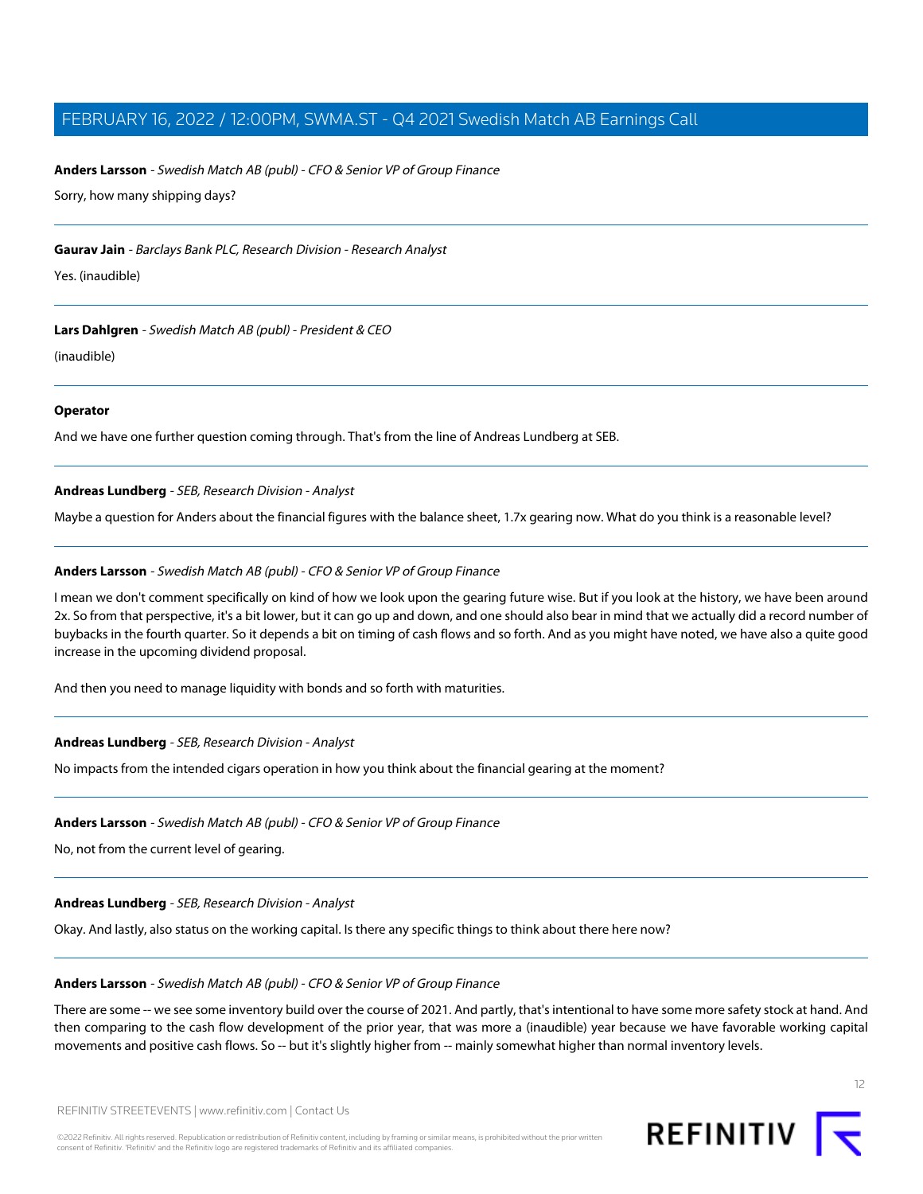**Anders Larsson** - *Swedish Match AB (publ) - CFO & Senior VP of Group Finance*

Sorry, how many shipping days?

---

**Gaurav Jain** - *Barclays Bank PLC, Research Division - Research Analyst*

Yes. (inaudible)

---

**Lars Dahlgren** - *Swedish Match AB (publ) - President & CEO*

(inaudible)

---

**Operator**

And we have one further question coming through. That's from the line of Andreas Lundberg at SEB.

---

**Andreas Lundberg** - *SEB, Research Division - Analyst*

Maybe a question for Anders about the financial figures with the balance sheet, 1.7x gearing now. What do you think is a reasonable level?

---

**Anders Larsson** - *Swedish Match AB (publ) - CFO & Senior VP of Group Finance*

I mean we don't comment specifically on kind of how we look upon the gearing future wise. But if you look at the history, we have been around 2x. So from that perspective, it's a bit lower, but it can go up and down, and one should also bear in mind that we actually did a record number of buybacks in the fourth quarter. So it depends a bit on timing of cash flows and so forth. And as you might have noted, we have also a quite good increase in the upcoming dividend proposal.

And then you need to manage liquidity with bonds and so forth with maturities.

---

**Andreas Lundberg** - *SEB, Research Division - Analyst*

No impacts from the intended cigars operation in how you think about the financial gearing at the moment?

---

**Anders Larsson** - *Swedish Match AB (publ) - CFO & Senior VP of Group Finance*

No, not from the current level of gearing.

---

**Andreas Lundberg** - *SEB, Research Division - Analyst*

Okay. And lastly, also status on the working capital. Is there any specific things to think about there here now?

---

**Anders Larsson** - *Swedish Match AB (publ) - CFO & Senior VP of Group Finance*

There are some -- we see some inventory build over the course of 2021. And partly, that's intentional to have some more safety stock at hand. And then comparing to the cash flow development of the prior year, that was more a (inaudible) year because we have favorable working capital movements and positive cash flows. So -- but it's slightly higher from -- mainly somewhat higher than normal inventory levels.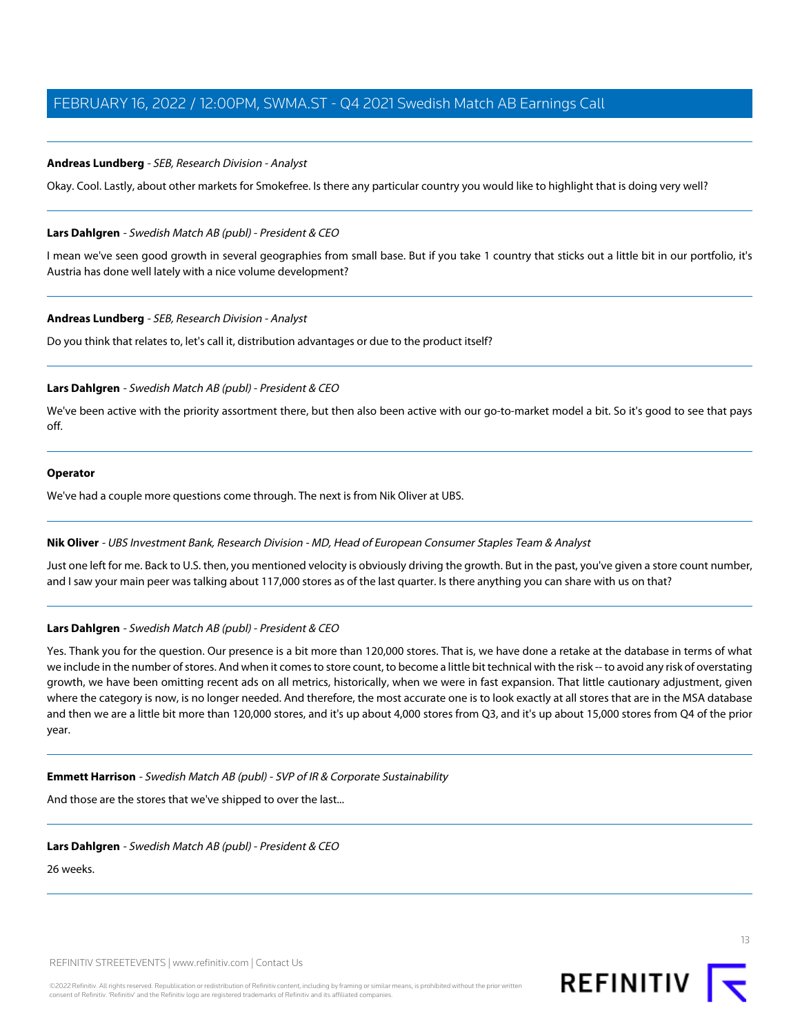**Andreas Lundberg** - *SEB, Research Division - Analyst*

Okay. Cool. Lastly, about other markets for Smokefree. Is there any particular country you would like to highlight that is doing very well?

---

**Lars Dahlgren** - *Swedish Match AB (publ) - President & CEO*

I mean we've seen good growth in several geographies from small base. But if you take 1 country that sticks out a little bit in our portfolio, it's Austria has done well lately with a nice volume development?

---

**Andreas Lundberg** - *SEB, Research Division - Analyst*

Do you think that relates to, let's call it, distribution advantages or due to the product itself?

---

**Lars Dahlgren** - *Swedish Match AB (publ) - President & CEO*

We've been active with the priority assortment there, but then also been active with our go-to-market model a bit. So it's good to see that pays off.

---

**Operator**

We've had a couple more questions come through. The next is from Nik Oliver at UBS.

---

**Nik Oliver** - *UBS Investment Bank, Research Division - MD, Head of European Consumer Staples Team & Analyst*

Just one left for me. Back to U.S. then, you mentioned velocity is obviously driving the growth. But in the past, you've given a store count number, and I saw your main peer was talking about 117,000 stores as of the last quarter. Is there anything you can share with us on that?

---

**Lars Dahlgren** - *Swedish Match AB (publ) - President & CEO*

Yes. Thank you for the question. Our presence is a bit more than 120,000 stores. That is, we have done a retake at the database in terms of what we include in the number of stores. And when it comes to store count, to become a little bit technical with the risk -- to avoid any risk of overstating growth, we have been omitting recent ads on all metrics, historically, when we were in fast expansion. That little cautionary adjustment, given where the category is now, is no longer needed. And therefore, the most accurate one is to look exactly at all stores that are in the MSA database and then we are a little bit more than 120,000 stores, and it's up about 4,000 stores from Q3, and it's up about 15,000 stores from Q4 of the prior year.

---

**Emmett Harrison** - *Swedish Match AB (publ) - SVP of IR & Corporate Sustainability*

And those are the stores that we've shipped to over the last...

---

**Lars Dahlgren** - *Swedish Match AB (publ) - President & CEO*

26 weeks.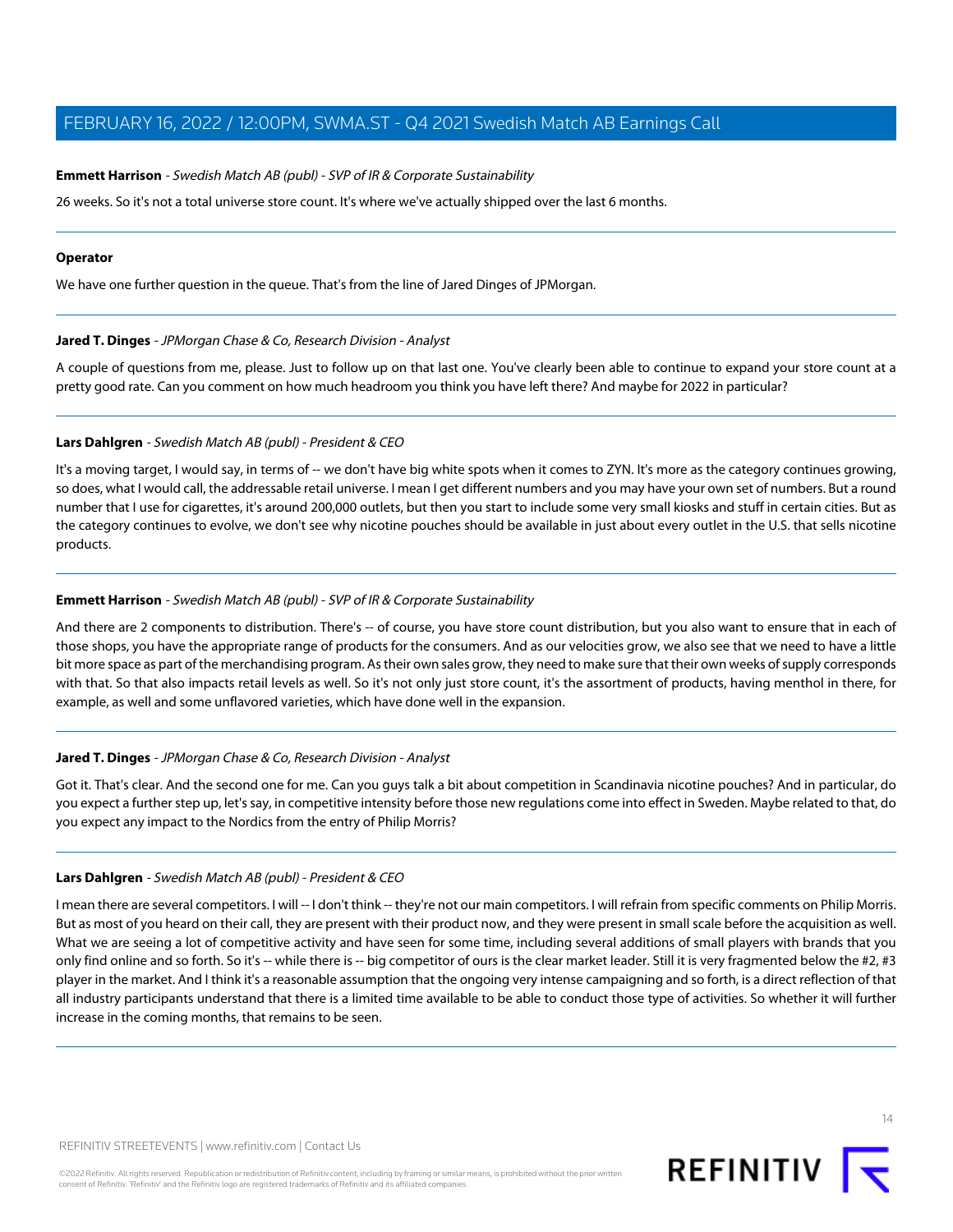**Emmett Harrison** - *Swedish Match AB (publ) - SVP of IR & Corporate Sustainability*

26 weeks. So it's not a total universe store count. It's where we've actually shipped over the last 6 months.

---

**Operator**

We have one further question in the queue. That's from the line of Jared Dinges of JPMorgan.

---

**Jared T. Dinges** - *JPMorgan Chase & Co, Research Division - Analyst*

A couple of questions from me, please. Just to follow up on that last one. You've clearly been able to continue to expand your store count at a pretty good rate. Can you comment on how much headroom you think you have left there? And maybe for 2022 in particular?

---

**Lars Dahlgren** - *Swedish Match AB (publ) - President & CEO*

It's a moving target, I would say, in terms of -- we don't have big white spots when it comes to ZYN. It's more as the category continues growing, so does, what I would call, the addressable retail universe. I mean I get different numbers and you may have your own set of numbers. But a round number that I use for cigarettes, it's around 200,000 outlets, but then you start to include some very small kiosks and stuff in certain cities. But as the category continues to evolve, we don't see why nicotine pouches should be available in just about every outlet in the U.S. that sells nicotine products.

---

**Emmett Harrison** - *Swedish Match AB (publ) - SVP of IR & Corporate Sustainability*

And there are 2 components to distribution. There's -- of course, you have store count distribution, but you also want to ensure that in each of those shops, you have the appropriate range of products for the consumers. And as our velocities grow, we also see that we need to have a little bit more space as part of the merchandising program. As their own sales grow, they need to make sure that their own weeks of supply corresponds with that. So that also impacts retail levels as well. So it's not only just store count, it's the assortment of products, having menthol in there, for example, as well and some unflavored varieties, which have done well in the expansion.

---

**Jared T. Dinges** - *JPMorgan Chase & Co, Research Division - Analyst*

Got it. That's clear. And the second one for me. Can you guys talk a bit about competition in Scandinavia nicotine pouches? And in particular, do you expect a further step up, let's say, in competitive intensity before those new regulations come into effect in Sweden. Maybe related to that, do you expect any impact to the Nordics from the entry of Philip Morris?

---

**Lars Dahlgren** - *Swedish Match AB (publ) - President & CEO*

I mean there are several competitors. I will -- I don't think -- they're not our main competitors. I will refrain from specific comments on Philip Morris. But as most of you heard on their call, they are present with their product now, and they were present in small scale before the acquisition as well. What we are seeing a lot of competitive activity and have seen for some time, including several additions of small players with brands that you only find online and so forth. So it's -- while there is -- big competitor of ours is the clear market leader. Still it is very fragmented below the #2, #3 player in the market. And I think it's a reasonable assumption that the ongoing very intense campaigning and so forth, is a direct reflection of that all industry participants understand that there is a limited time available to be able to conduct those type of activities. So whether it will further increase in the coming months, that remains to be seen.

---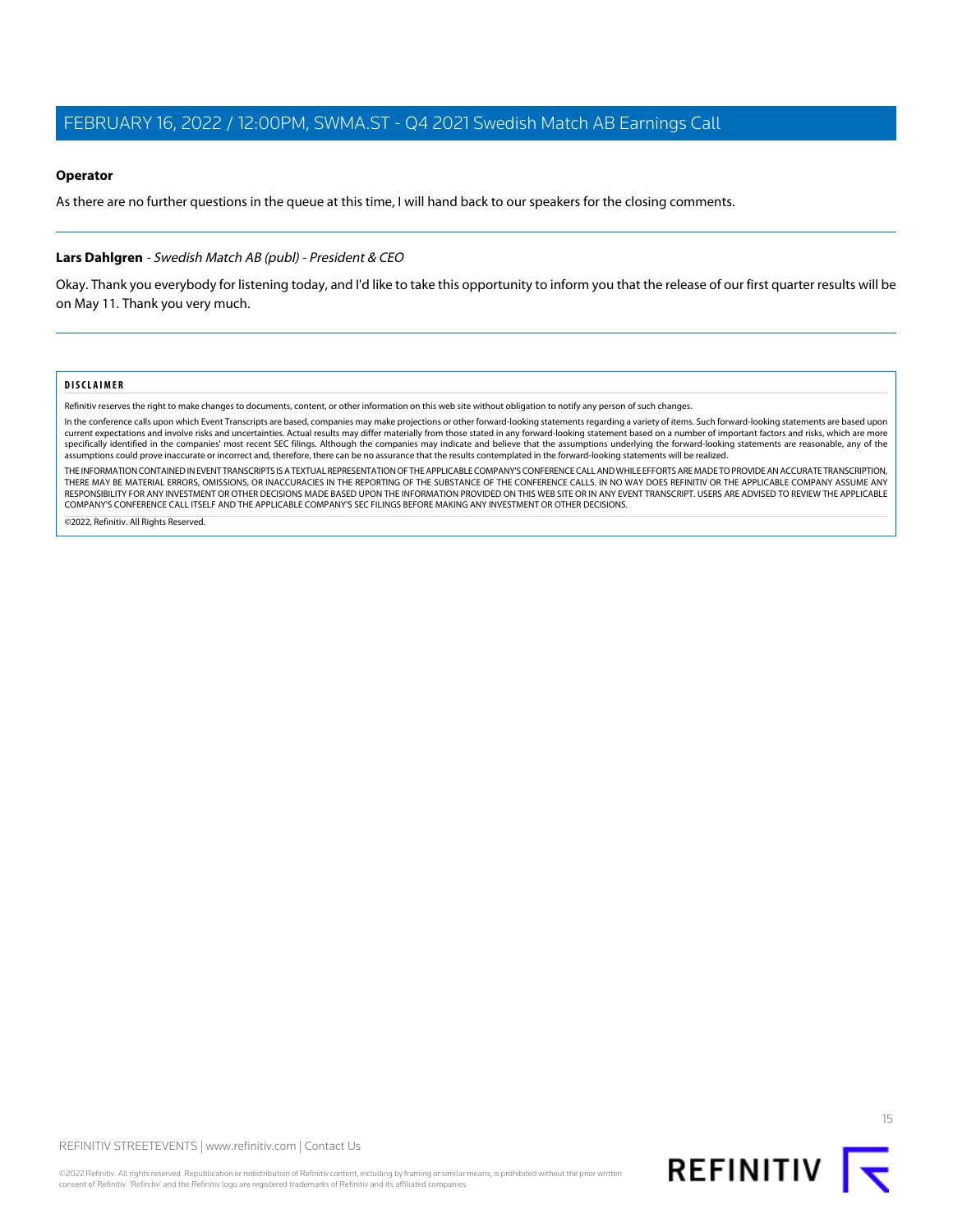**Operator**

As there are no further questions in the queue at this time, I will hand back to our speakers for the closing comments.

---

**Lars Dahlgren** - *Swedish Match AB (publ) - President & CEO*

Okay. Thank you everybody for listening today, and I'd like to take this opportunity to inform you that the release of our first quarter results will be on May 11. Thank you very much.

---

**DISCLAIMER**

Refinitiv reserves the right to make changes to documents, content, or other information on this web site without obligation to notify any person of such changes.

In the conference calls upon which Event Transcripts are based, companies may make projections or other forward-looking statements regarding a variety of items. Such forward-looking statements are based upon current expectations and involve risks and uncertainties. Actual results may differ materially from those stated in any forward-looking statement based on a number of important factors and risks, which are more specifically identified in the companies' most recent SEC filings. Although the companies may indicate and believe that the assumptions underlying the forward-looking statements are reasonable, any of the assumptions could prove inaccurate or incorrect and, therefore, there can be no assurance that the results contemplated in the forward-looking statements will be realized.

THE INFORMATION CONTAINED IN EVENT TRANSCRIPTS IS A TEXTUAL REPRESENTATION OF THE APPLICABLE COMPANY'S CONFERENCE CALL AND WHILE EFFORTS ARE MADE TO PROVIDE AN ACCURATE TRANSCRIPTION, THERE MAY BE MATERIAL ERRORS, OMISSIONS, OR INACCURACIES IN THE REPORTING OF THE SUBSTANCE OF THE CONFERENCE CALLS. IN NO WAY DOES REFINITIV OR THE APPLICABLE COMPANY ASSUME ANY RESPONSIBILITY FOR ANY INVESTMENT OR OTHER DECISIONS MADE BASED UPON THE INFORMATION PROVIDED ON THIS WEB SITE OR IN ANY EVENT TRANSCRIPT. USERS ARE ADVISED TO REVIEW THE APPLICABLE COMPANY'S CONFERENCE CALL ITSELF AND THE APPLICABLE COMPANY'S SEC FILINGS BEFORE MAKING ANY INVESTMENT OR OTHER DECISIONS.

©2022, Refinitiv. All Rights Reserved.